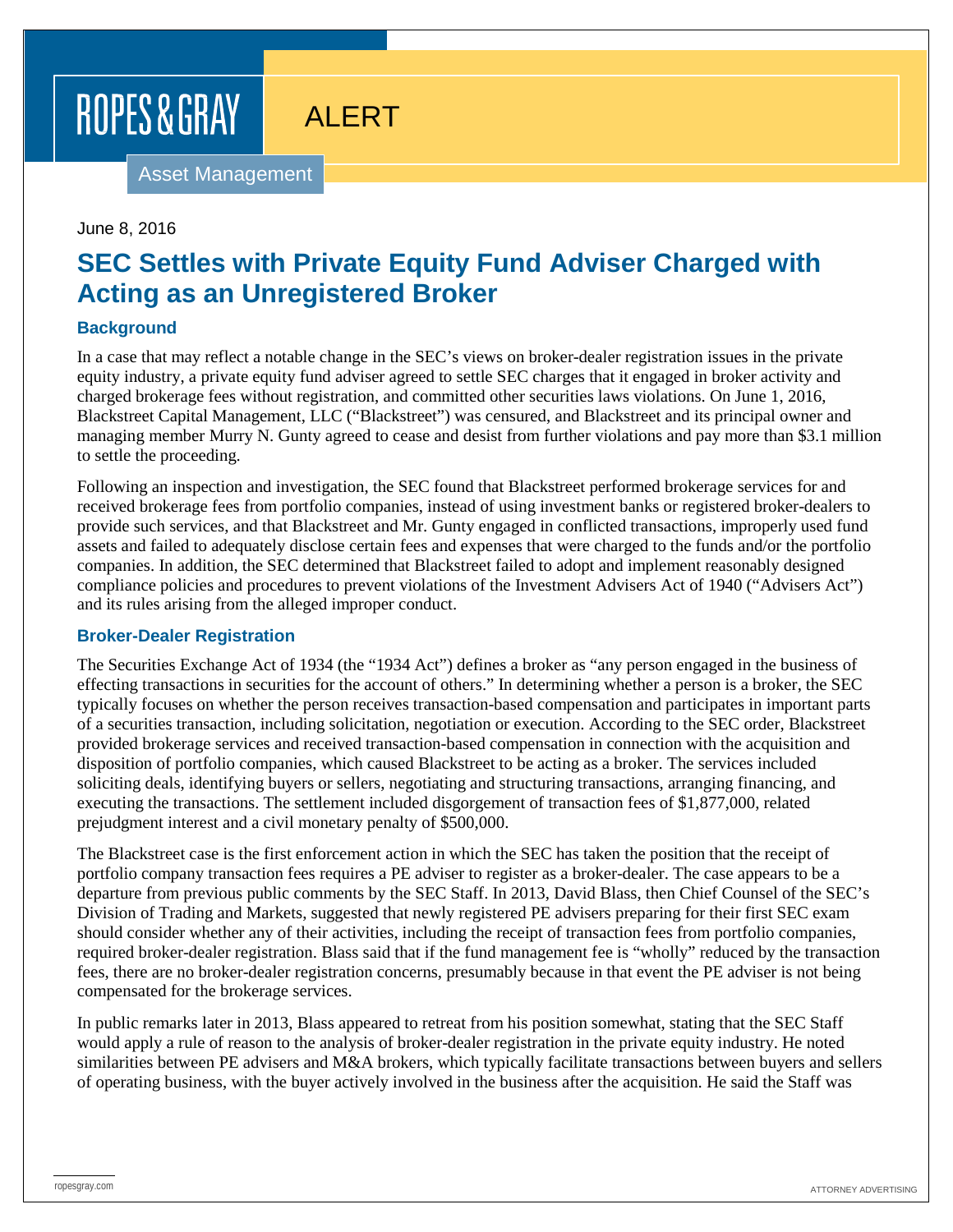ROPES & GRAY

ALERT

Asset Management

June 8, 2016

# SEC Settles with Private Equity Fund Adviser Charged with Acting as an Unregistered Broker

## Background

In a case that may reflect a notable change in the SEC's views on broker-dealer registration issues in the private equity industry, a private equity fund adviser agreed to settle SEC charges that it engaged in broker activity and charged brokerage fees without registration, and committed other securities laws violations. On June 1, 2016, Blackstreet Capital Management, LLC ("Blackstreet") was censured, and Blackstreet and its principal owner and managing member Murry N. Gunty agreed to cease and desist from further violations and pay more than $3.1 million to settle the proceeding.

Following an inspection and investigation, the SEC found that Blackstreet performed brokerage services for and received brokerage fees from portfolio companies, instead of using investment banks or registered broker-dealers to provide such services, and that Blackstreet and Mr. Gunty engaged in conflicted transactions, improperly used fund assets and failed to adequately disclose certain fees and expenses that were charged to the funds and/or the portfolio companies. In addition, the SEC determined that Blackstreet failed to adopt and implement reasonably designed compliance policies and procedures to prevent violations of the Investment Advisers Act of 1940 ("Advisers Act") and its rules arising from the alleged improper conduct.

## Broker-Dealer Registration

The Securities Exchange Act of 1934 (the "1934 Act") defines a broker as "any person engaged in the business of effecting transactions in securities for the account of others." In determining whether a person is a broker, the SEC typically focuses on whether the person receives transaction-based compensation and participates in important parts of a securities transaction, including solicitation, negotiation or execution. According to the SEC order, Blackstreet provided brokerage services and received transaction-based compensation in connection with the acquisition and disposition of portfolio companies, which caused Blackstreet to be acting as a broker. The services included soliciting deals, identifying buyers or sellers, negotiating and structuring transactions, arranging financing, and executing the transactions. The settlement included disgorgement of transaction fees of $1,877,000, related prejudgment interest and a civil monetary penalty of $500,000.

The Blackstreet case is the first enforcement action in which the SEC has taken the position that the receipt of portfolio company transaction fees requires a PE adviser to register as a broker-dealer. The case appears to be a departure from previous public comments by the SEC Staff. In 2013, David Blass, then Chief Counsel of the SEC's Division of Trading and Markets, suggested that newly registered PE advisers preparing for their first SEC exam should consider whether any of their activities, including the receipt of transaction fees from portfolio companies, required broker-dealer registration. Blass said that if the fund management fee is "wholly" reduced by the transaction fees, there are no broker-dealer registration concerns, presumably because in that event the PE adviser is not being compensated for the brokerage services.

In public remarks later in 2013, Blass appeared to retreat from his position somewhat, stating that the SEC Staff would apply a rule of reason to the analysis of broker-dealer registration in the private equity industry. He noted similarities between PE advisers and M&A brokers, which typically facilitate transactions between buyers and sellers of operating business, with the buyer actively involved in the business after the acquisition. He said the Staff was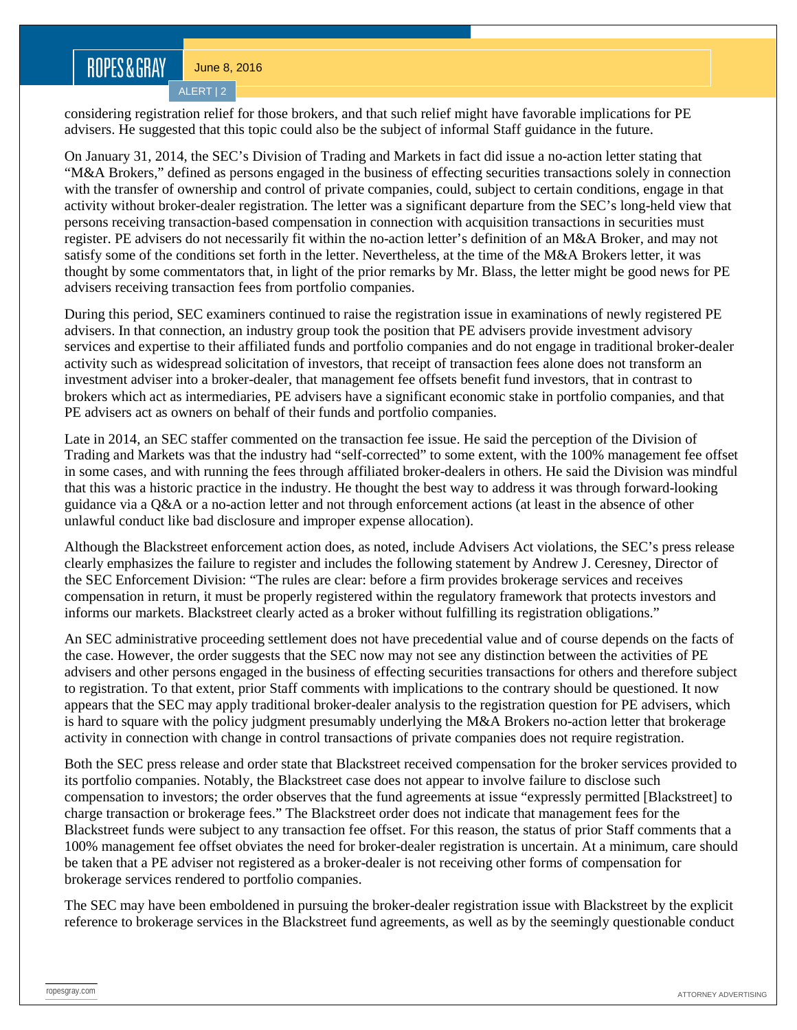considering registration relief for those brokers, and that such relief might have favorable implications for PE advisers. He suggested that this topic could also be the subject of informal Staff guidance in the future.

On January 31, 2014, the SEC's Division of Trading and Markets in fact did issue a no-action letter stating that "M&A Brokers," defined as persons engaged in the business of effecting securities transactions solely in connection with the transfer of ownership and control of private companies, could, subject to certain conditions, engage in that activity without broker-dealer registration. The letter was a significant departure from the SEC's long-held view that persons receiving transaction-based compensation in connection with acquisition transactions in securities must register. PE advisers do not necessarily fit within the no-action letter's definition of an M&A Broker, and may not satisfy some of the conditions set forth in the letter. Nevertheless, at the time of the M&A Brokers letter, it was thought by some commentators that, in light of the prior remarks by Mr. Blass, the letter might be good news for PE advisers receiving transaction fees from portfolio companies.

During this period, SEC examiners continued to raise the registration issue in examinations of newly registered PE advisers. In that connection, an industry group took the position that PE advisers provide investment advisory services and expertise to their affiliated funds and portfolio companies and do not engage in traditional broker-dealer activity such as widespread solicitation of investors, that receipt of transaction fees alone does not transform an investment adviser into a broker-dealer, that management fee offsets benefit fund investors, that in contrast to brokers which act as intermediaries, PE advisers have a significant economic stake in portfolio companies, and that PE advisers act as owners on behalf of their funds and portfolio companies.

Late in 2014, an SEC staffer commented on the transaction fee issue. He said the perception of the Division of Trading and Markets was that the industry had "self-corrected" to some extent, with the 100% management fee offset in some cases, and with running the fees through affiliated broker-dealers in others. He said the Division was mindful that this was a historic practice in the industry. He thought the best way to address it was through forward-looking guidance via a Q&A or a no-action letter and not through enforcement actions (at least in the absence of other unlawful conduct like bad disclosure and improper expense allocation).

Although the Blackstreet enforcement action does, as noted, include Advisers Act violations, the SEC's press release clearly emphasizes the failure to register and includes the following statement by Andrew J. Ceresney, Director of the SEC Enforcement Division: "The rules are clear: before a firm provides brokerage services and receives compensation in return, it must be properly registered within the regulatory framework that protects investors and informs our markets. Blackstreet clearly acted as a broker without fulfilling its registration obligations."

An SEC administrative proceeding settlement does not have precedential value and of course depends on the facts of the case. However, the order suggests that the SEC now may not see any distinction between the activities of PE advisers and other persons engaged in the business of effecting securities transactions for others and therefore subject to registration. To that extent, prior Staff comments with implications to the contrary should be questioned. It now appears that the SEC may apply traditional broker-dealer analysis to the registration question for PE advisers, which is hard to square with the policy judgment presumably underlying the M&A Brokers no-action letter that brokerage activity in connection with change in control transactions of private companies does not require registration.

Both the SEC press release and order state that Blackstreet received compensation for the broker services provided to its portfolio companies. Notably, the Blackstreet case does not appear to involve failure to disclose such compensation to investors; the order observes that the fund agreements at issue "expressly permitted [Blackstreet] to charge transaction or brokerage fees." The Blackstreet order does not indicate that management fees for the Blackstreet funds were subject to any transaction fee offset. For this reason, the status of prior Staff comments that a 100% management fee offset obviates the need for broker-dealer registration is uncertain. At a minimum, care should be taken that a PE adviser not registered as a broker-dealer is not receiving other forms of compensation for brokerage services rendered to portfolio companies.

The SEC may have been emboldened in pursuing the broker-dealer registration issue with Blackstreet by the explicit reference to brokerage services in the Blackstreet fund agreements, as well as by the seemingly questionable conduct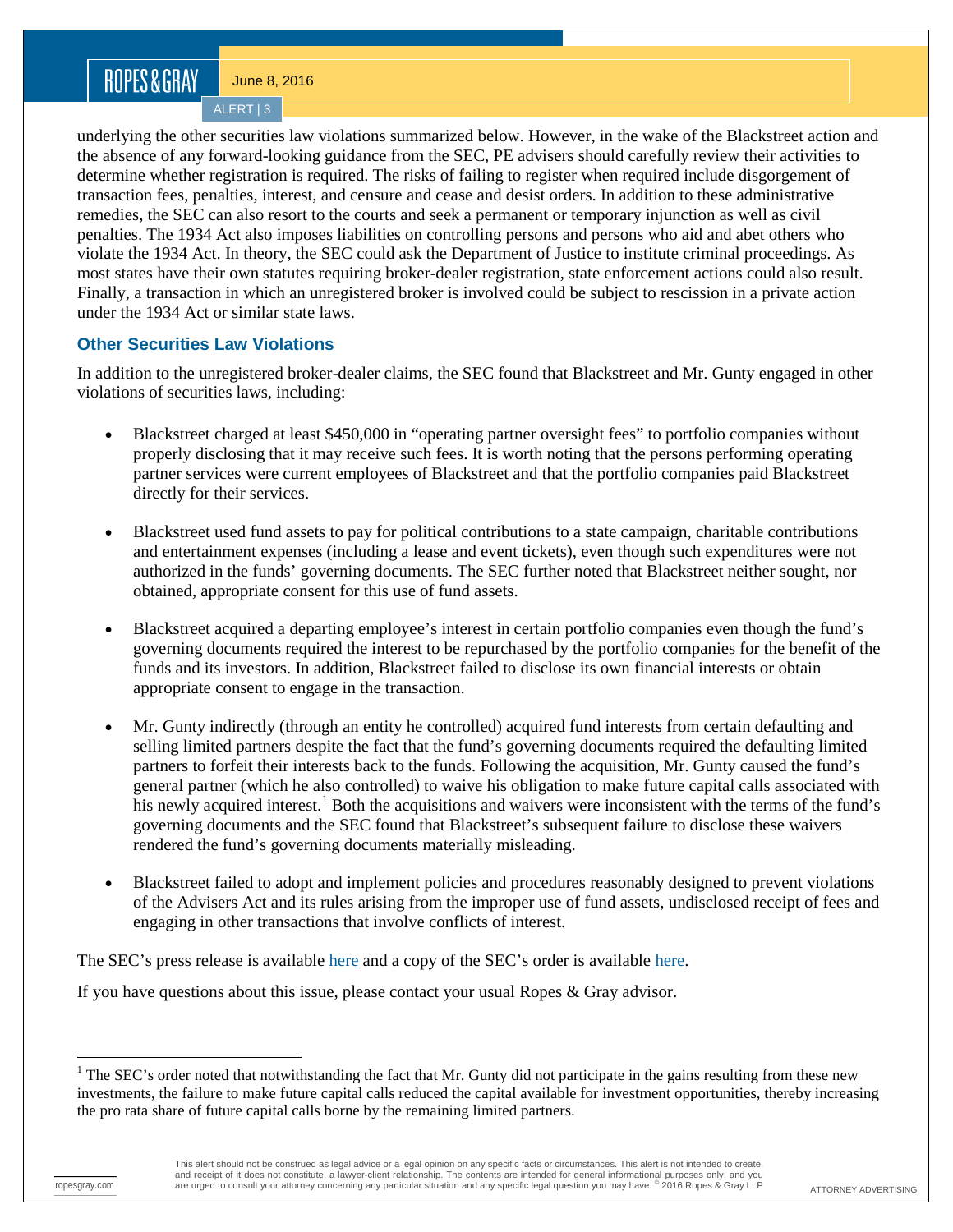underlying the other securities law violations summarized below. However, in the wake of the Blackstreet action and the absence of any forward-looking guidance from the SEC, PE advisers should carefully review their activities to determine whether registration is required. The risks of failing to register when required include disgorgement of transaction fees, penalties, interest, and censure and cease and desist orders. In addition to these administrative remedies, the SEC can also resort to the courts and seek a permanent or temporary injunction as well as civil penalties. The 1934 Act also imposes liabilities on controlling persons and persons who aid and abet others who violate the 1934 Act. In theory, the SEC could ask the Department of Justice to institute criminal proceedings. As most states have their own statutes requiring broker-dealer registration, state enforcement actions could also result. Finally, a transaction in which an unregistered broker is involved could be subject to rescission in a private action under the 1934 Act or similar state laws.

### Other Securities Law Violations

In addition to the unregistered broker-dealer claims, the SEC found that Blackstreet and Mr. Gunty engaged in other violations of securities laws, including:

- Blackstreet charged at least $450,000 in "operating partner oversight fees" to portfolio companies without properly disclosing that it may receive such fees. It is worth noting that the persons performing operating partner services were current employees of Blackstreet and that the portfolio companies paid Blackstreet directly for their services.

- Blackstreet used fund assets to pay for political contributions to a state campaign, charitable contributions and entertainment expenses (including a lease and event tickets), even though such expenditures were not authorized in the funds' governing documents. The SEC further noted that Blackstreet neither sought, nor obtained, appropriate consent for this use of fund assets.

- Blackstreet acquired a departing employee's interest in certain portfolio companies even though the fund's governing documents required the interest to be repurchased by the portfolio companies for the benefit of the funds and its investors. In addition, Blackstreet failed to disclose its own financial interests or obtain appropriate consent to engage in the transaction.

- Mr. Gunty indirectly (through an entity he controlled) acquired fund interests from certain defaulting and selling limited partners despite the fact that the fund's governing documents required the defaulting limited partners to forfeit their interests back to the funds. Following the acquisition, Mr. Gunty caused the fund's general partner (which he also controlled) to waive his obligation to make future capital calls associated with his newly acquired interest.[1] Both the acquisitions and waivers were inconsistent with the terms of the fund's governing documents and the SEC found that Blackstreet's subsequent failure to disclose these waivers rendered the fund's governing documents materially misleading.

- Blackstreet failed to adopt and implement policies and procedures reasonably designed to prevent violations of the Advisers Act and its rules arising from the improper use of fund assets, undisclosed receipt of fees and engaging in other transactions that involve conflicts of interest.

The SEC's press release is available here and a copy of the SEC's order is available here.

If you have questions about this issue, please contact your usual Ropes & Gray advisor.

[1] The SEC's order noted that notwithstanding the fact that Mr. Gunty did not participate in the gains resulting from these new investments, the failure to make future capital calls reduced the capital available for investment opportunities, thereby increasing the pro rata share of future capital calls borne by the remaining limited partners.

This alert should not be construed as legal advice or a legal opinion on any specific facts or circumstances. This alert is not intended to create, and receipt of it does not constitute, a lawyer-client relationship. The contents are intended for general informational purposes only, and you are urged to consult your attorney concerning any particular situation and any specific legal question you may have. © 2016 Ropes & Gray LLP

ATTORNEY ADVERTISING